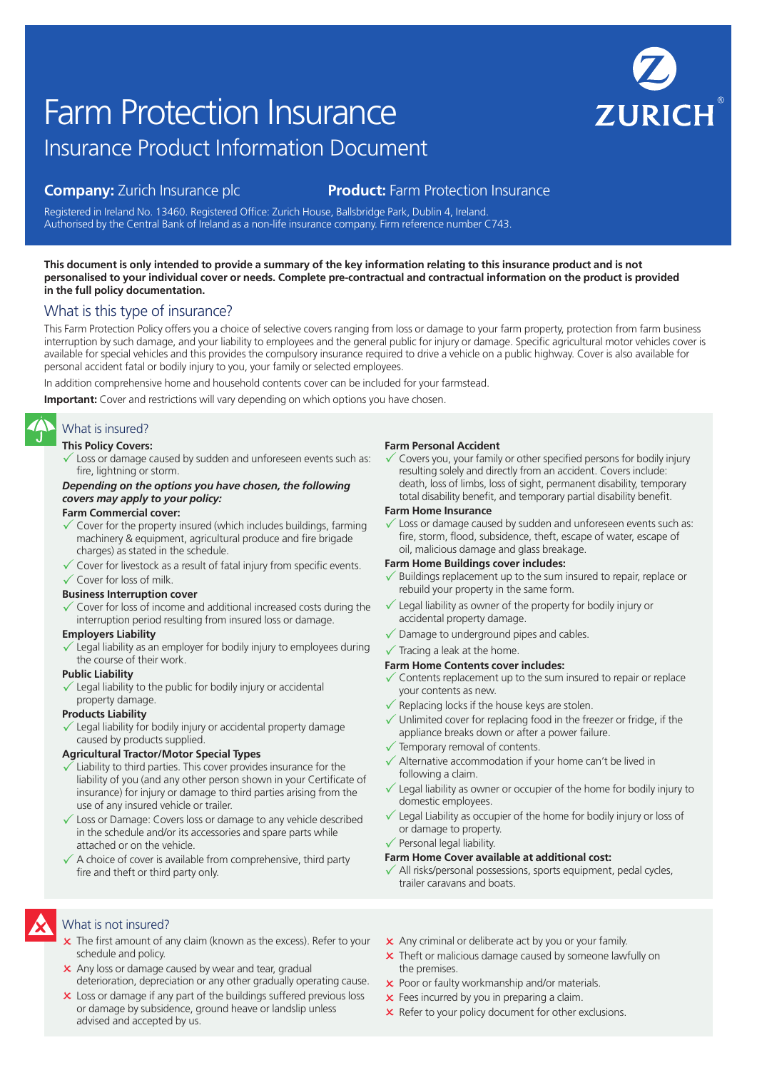# Farm Protection Insurance

## Insurance Product Information Document

**Company:** Zurich Insurance plc **Product:** Farm Protection Insurance

Registered in Ireland No. 13460. Registered Office: Zurich House, Ballsbridge Park, Dublin 4, Ireland.
Authorised by the Central Bank of Ireland as a non-life insurance company. Firm reference number C743.

**This document is only intended to provide a summary of the key information relating to this insurance product and is not personalised to your individual cover or needs. Complete pre-contractual and contractual information on the product is provided in the full policy documentation.**

## What is this type of insurance?

This Farm Protection Policy offers you a choice of selective covers ranging from loss or damage to your farm property, protection from farm business interruption by such damage, and your liability to employees and the general public for injury or damage. Specific agricultural motor vehicles cover is available for special vehicles and this provides the compulsory insurance required to drive a vehicle on a public highway. Cover is also available for personal accident fatal or bodily injury to you, your family or selected employees.

In addition comprehensive home and household contents cover can be included for your farmstead.

**Important:** Cover and restrictions will vary depending on which options you have chosen.

## What is insured?

**This Policy Covers:**

- ✓ Loss or damage caused by sudden and unforeseen events such as: fire, lightning or storm.

***Depending on the options you have chosen, the following covers may apply to your policy:***

**Farm Commercial cover:**

- ✓ Cover for the property insured (which includes buildings, farming machinery & equipment, agricultural produce and fire brigade charges) as stated in the schedule.
- ✓ Cover for livestock as a result of fatal injury from specific events.
- ✓ Cover for loss of milk.

**Business Interruption cover**

- ✓ Cover for loss of income and additional increased costs during the interruption period resulting from insured loss or damage.

**Employers Liability**

- ✓ Legal liability as an employer for bodily injury to employees during the course of their work.

**Public Liability**

- ✓ Legal liability to the public for bodily injury or accidental property damage.

**Products Liability**

- ✓ Legal liability for bodily injury or accidental property damage caused by products supplied.

**Agricultural Tractor/Motor Special Types**

- ✓ Liability to third parties. This cover provides insurance for the liability of you (and any other person shown in your Certificate of insurance) for injury or damage to third parties arising from the use of any insured vehicle or trailer.
- ✓ Loss or Damage: Covers loss or damage to any vehicle described in the schedule and/or its accessories and spare parts while attached or on the vehicle.
- ✓ A choice of cover is available from comprehensive, third party fire and theft or third party only.

**Farm Personal Accident**

- ✓ Covers you, your family or other specified persons for bodily injury resulting solely and directly from an accident. Covers include: death, loss of limbs, loss of sight, permanent disability, temporary total disability benefit, and temporary partial disability benefit.

**Farm Home Insurance**

- ✓ Loss or damage caused by sudden and unforeseen events such as: fire, storm, flood, subsidence, theft, escape of water, escape of oil, malicious damage and glass breakage.

**Farm Home Buildings cover includes:**

- ✓ Buildings replacement up to the sum insured to repair, replace or rebuild your property in the same form.
- ✓ Legal liability as owner of the property for bodily injury or accidental property damage.
- ✓ Damage to underground pipes and cables.
- ✓ Tracing a leak at the home.

**Farm Home Contents cover includes:**

- ✓ Contents replacement up to the sum insured to repair or replace your contents as new.
- ✓ Replacing locks if the house keys are stolen.
- ✓ Unlimited cover for replacing food in the freezer or fridge, if the appliance breaks down or after a power failure.
- ✓ Temporary removal of contents.
- ✓ Alternative accommodation if your home can't be lived in following a claim.
- ✓ Legal liability as owner or occupier of the home for bodily injury to domestic employees.
- ✓ Legal Liability as occupier of the home for bodily injury or loss of or damage to property.
- ✓ Personal legal liability.

**Farm Home Cover available at additional cost:**

- ✓ All risks/personal possessions, sports equipment, pedal cycles, trailer caravans and boats.

## What is not insured?

- ✗ The first amount of any claim (known as the excess). Refer to your schedule and policy.
- ✗ Any loss or damage caused by wear and tear, gradual deterioration, depreciation or any other gradually operating cause.
- ✗ Loss or damage if any part of the buildings suffered previous loss or damage by subsidence, ground heave or landslip unless advised and accepted by us.
- ✗ Any criminal or deliberate act by you or your family.
- ✗ Theft or malicious damage caused by someone lawfully on the premises.
- ✗ Poor or faulty workmanship and/or materials.
- ✗ Fees incurred by you in preparing a claim.
- ✗ Refer to your policy document for other exclusions.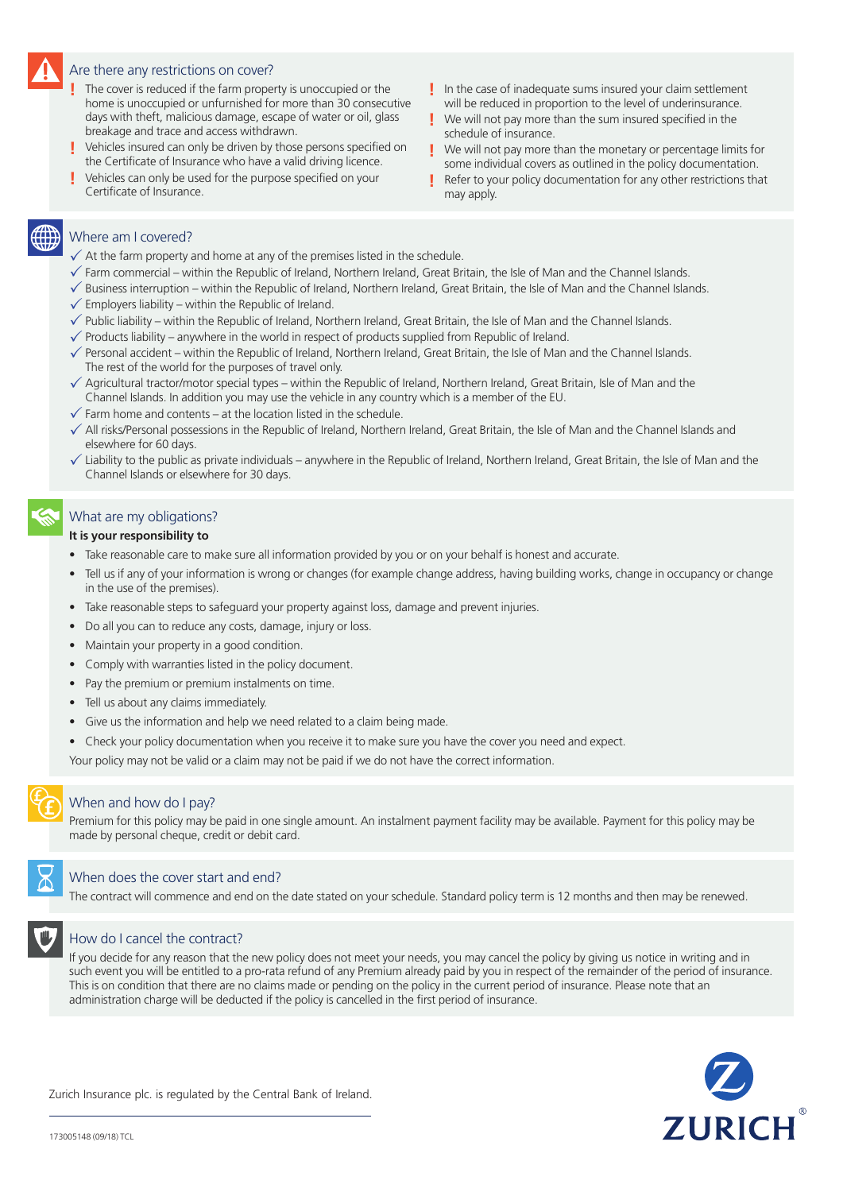## Are there any restrictions on cover?

- ! The cover is reduced if the farm property is unoccupied or the home is unoccupied or unfurnished for more than 30 consecutive days with theft, malicious damage, escape of water or oil, glass breakage and trace and access withdrawn.
- ! Vehicles insured can only be driven by those persons specified on the Certificate of Insurance who have a valid driving licence.
- ! Vehicles can only be used for the purpose specified on your Certificate of Insurance.
- ! In the case of inadequate sums insured your claim settlement will be reduced in proportion to the level of underinsurance.
- ! We will not pay more than the sum insured specified in the schedule of insurance.
- ! We will not pay more than the monetary or percentage limits for some individual covers as outlined in the policy documentation.
- ! Refer to your policy documentation for any other restrictions that may apply.

## Where am I covered?

- ✓ At the farm property and home at any of the premises listed in the schedule.
- ✓ Farm commercial – within the Republic of Ireland, Northern Ireland, Great Britain, the Isle of Man and the Channel Islands.
- ✓ Business interruption – within the Republic of Ireland, Northern Ireland, Great Britain, the Isle of Man and the Channel Islands.
- ✓ Employers liability – within the Republic of Ireland.
- ✓ Public liability – within the Republic of Ireland, Northern Ireland, Great Britain, the Isle of Man and the Channel Islands.
- ✓ Products liability – anywhere in the world in respect of products supplied from Republic of Ireland.
- ✓ Personal accident – within the Republic of Ireland, Northern Ireland, Great Britain, the Isle of Man and the Channel Islands. The rest of the world for the purposes of travel only.
- ✓ Agricultural tractor/motor special types – within the Republic of Ireland, Northern Ireland, Great Britain, Isle of Man and the Channel Islands. In addition you may use the vehicle in any country which is a member of the EU.
- ✓ Farm home and contents – at the location listed in the schedule.
- ✓ All risks/Personal possessions in the Republic of Ireland, Northern Ireland, Great Britain, the Isle of Man and the Channel Islands and elsewhere for 60 days.
- ✓ Liability to the public as private individuals – anywhere in the Republic of Ireland, Northern Ireland, Great Britain, the Isle of Man and the Channel Islands or elsewhere for 30 days.

## What are my obligations?

**It is your responsibility to**

- Take reasonable care to make sure all information provided by you or on your behalf is honest and accurate.
- Tell us if any of your information is wrong or changes (for example change address, having building works, change in occupancy or change in the use of the premises).
- Take reasonable steps to safeguard your property against loss, damage and prevent injuries.
- Do all you can to reduce any costs, damage, injury or loss.
- Maintain your property in a good condition.
- Comply with warranties listed in the policy document.
- Pay the premium or premium instalments on time.
- Tell us about any claims immediately.
- Give us the information and help we need related to a claim being made.
- Check your policy documentation when you receive it to make sure you have the cover you need and expect.

Your policy may not be valid or a claim may not be paid if we do not have the correct information.

## When and how do I pay?

Premium for this policy may be paid in one single amount. An instalment payment facility may be available. Payment for this policy may be made by personal cheque, credit or debit card.

## When does the cover start and end?

The contract will commence and end on the date stated on your schedule. Standard policy term is 12 months and then may be renewed.

## How do I cancel the contract?

If you decide for any reason that the new policy does not meet your needs, you may cancel the policy by giving us notice in writing and in such event you will be entitled to a pro-rata refund of any Premium already paid by you in respect of the remainder of the period of insurance. This is on condition that there are no claims made or pending on the policy in the current period of insurance. Please note that an administration charge will be deducted if the policy is cancelled in the first period of insurance.

Zurich Insurance plc. is regulated by the Central Bank of Ireland.

ZURICH®

173005148 (09/18) TCL